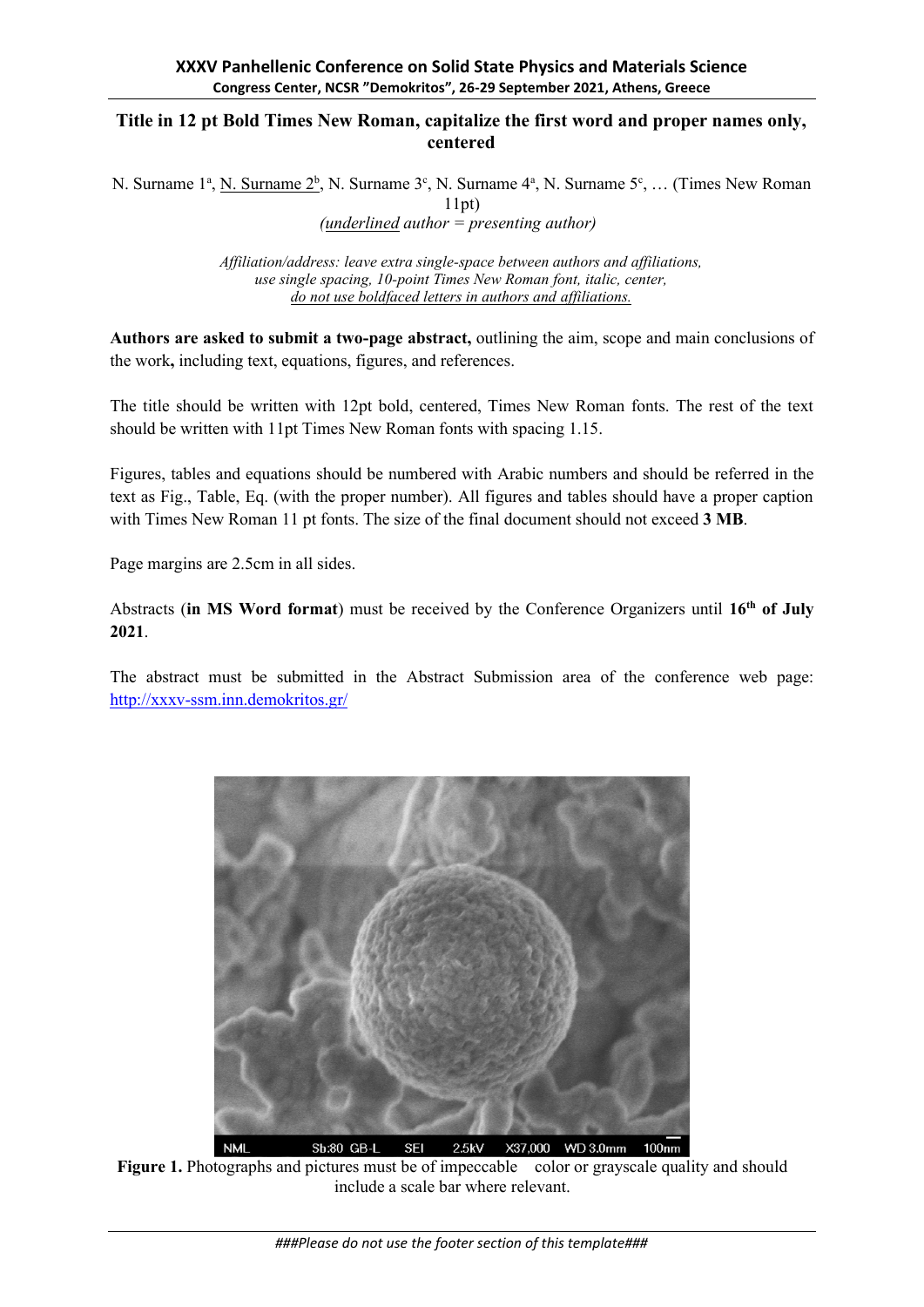# Title in 12 pt Bold Times New Roman, capitalize the first word and proper names only, centered

N. Surname 1[a], <u>N. Surname 2</u>[b], N. Surname 3[c], N. Surname 4[a], N. Surname 5[c], … (Times New Roman 11pt)

*(<u>underlined</u> author = presenting author)*

*Affiliation/address: leave extra single-space between authors and affiliations, use single spacing, 10-point Times New Roman font, italic, center, <u>do not use boldfaced letters in authors and affiliations.</u>*

**Authors are asked to submit a two-page abstract,** outlining the aim, scope and main conclusions of the work**,** including text, equations, figures, and references.

The title should be written with 12pt bold, centered, Times New Roman fonts. The rest of the text should be written with 11pt Times New Roman fonts with spacing 1.15.

Figures, tables and equations should be numbered with Arabic numbers and should be referred in the text as Fig., Table, Eq. (with the proper number). All figures and tables should have a proper caption with Times New Roman 11 pt fonts. The size of the final document should not exceed **3 MB**.

Page margins are 2.5cm in all sides.

Abstracts (**in MS Word format**) must be received by the Conference Organizers until **16th of July 2021**.

The abstract must be submitted in the Abstract Submission area of the conference web page: http://xxxv-ssm.inn.demokritos.gr/

**Figure 1.** Photographs and pictures must be of impeccable color or grayscale quality and should include a scale bar where relevant.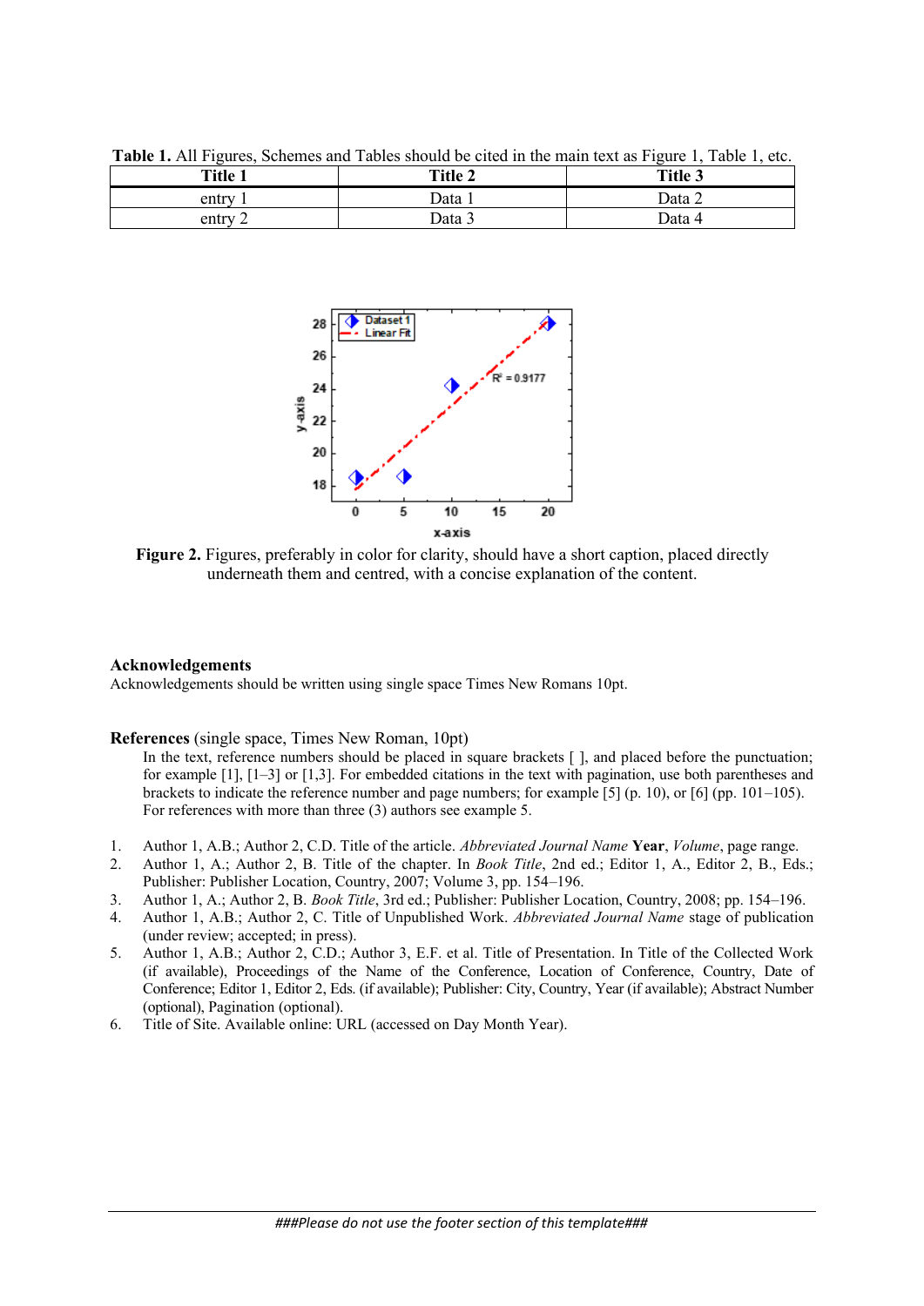**Table 1.** All Figures, Schemes and Tables should be cited in the main text as Figure 1, Table 1, etc.

| Title 1 | Title 2 | Title 3 |
|---|---|---|
| entry 1 | Data 1 | Data 2 |
| entry 2 | Data 3 | Data 4 |

Dataset 1
Linear Fit
$R^2$ = 0.9177
y-axis
28
26
24
22
20
18
0
5
10
15
20
x-axis

**Figure 2.** Figures, preferably in color for clarity, should have a short caption, placed directly underneath them and centred, with a concise explanation of the content.

## Acknowledgements

Acknowledgements should be written using single space Times New Romans 10pt.

## References (single space, Times New Roman, 10pt)

In the text, reference numbers should be placed in square brackets [ ], and placed before the punctuation; for example [1], [1–3] or [1,3]. For embedded citations in the text with pagination, use both parentheses and brackets to indicate the reference number and page numbers; for example [5] (p. 10), or [6] (pp. 101–105). For references with more than three (3) authors see example 5.

1. Author 1, A.B.; Author 2, C.D. Title of the article. *Abbreviated Journal Name* **Year**, *Volume*, page range.
2. Author 1, A.; Author 2, B. Title of the chapter. In *Book Title*, 2nd ed.; Editor 1, A., Editor 2, B., Eds.; Publisher: Publisher Location, Country, 2007; Volume 3, pp. 154–196.
3. Author 1, A.; Author 2, B. *Book Title*, 3rd ed.; Publisher: Publisher Location, Country, 2008; pp. 154–196.
4. Author 1, A.B.; Author 2, C. Title of Unpublished Work. *Abbreviated Journal Name* stage of publication (under review; accepted; in press).
5. Author 1, A.B.; Author 2, C.D.; Author 3, E.F. et al. Title of Presentation. In Title of the Collected Work (if available), Proceedings of the Name of the Conference, Location of Conference, Country, Date of Conference; Editor 1, Editor 2, Eds. (if available); Publisher: City, Country, Year (if available); Abstract Number (optional), Pagination (optional).
6. Title of Site. Available online: URL (accessed on Day Month Year).